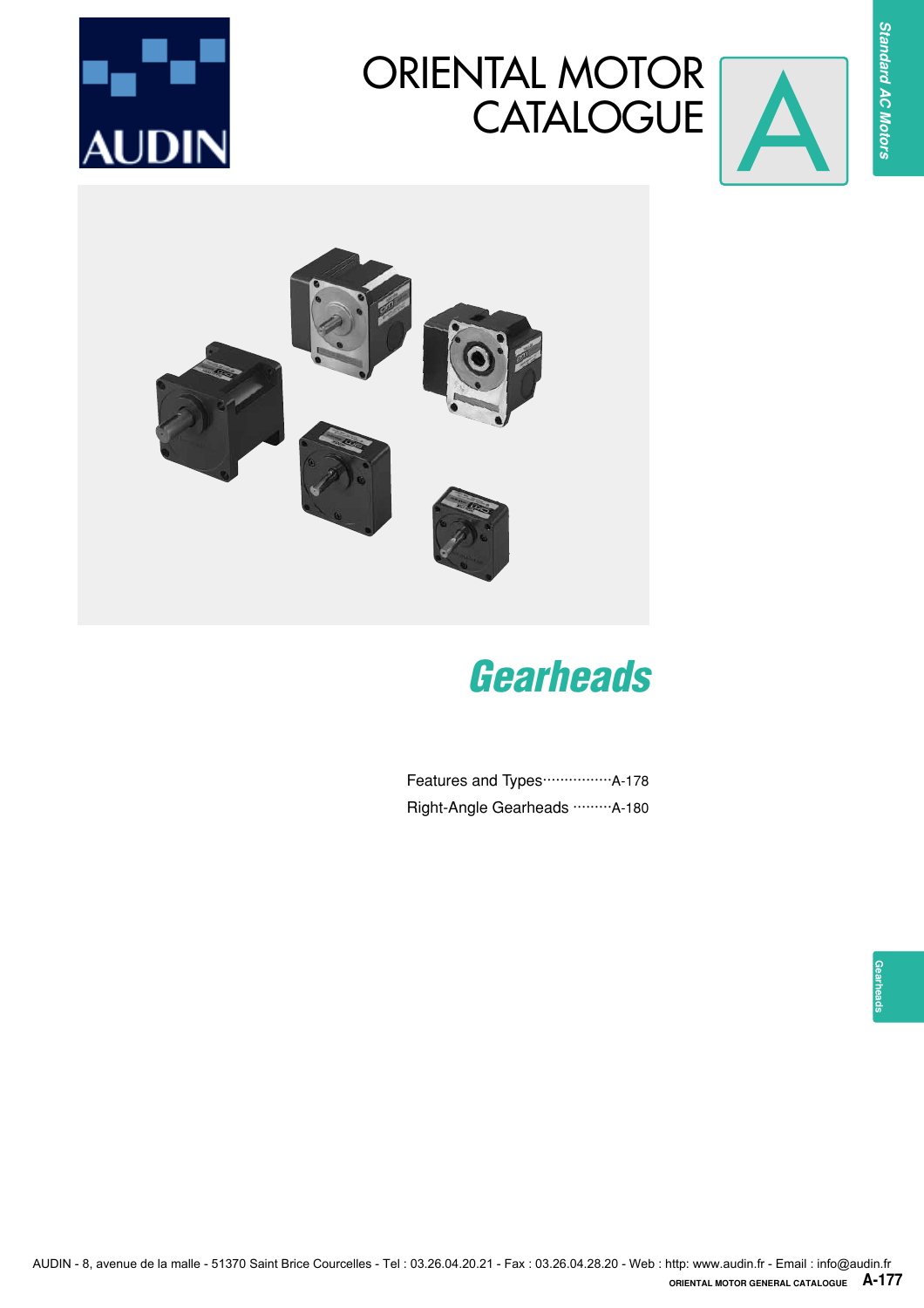# ORIENTAL MOTOR CATALOGUE

A

Standard AC Motors

## Gearheads

Features and Types················A-178

Right-Angle Gearheads ·········A-180

Gearheads

AUDIN - 8, avenue de la malle - 51370 Saint Brice Courcelles - Tel : 03.26.04.20.21 - Fax : 03.26.04.28.20 - Web : http: www.audin.fr - Email : info@audin.fr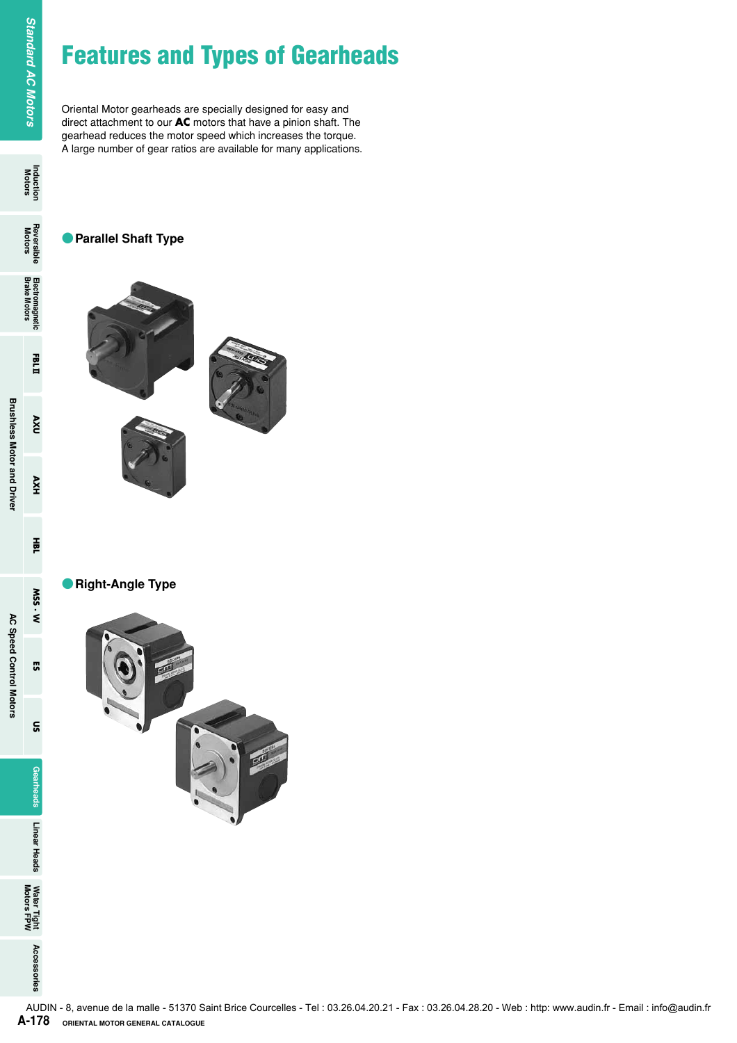# Features and Types of Gearheads

Oriental Motor gearheads are specially designed for easy and direct attachment to our **AC** motors that have a pinion shaft. The gearhead reduces the motor speed which increases the torque. A large number of gear ratios are available for many applications.

## Parallel Shaft Type

## Right-Angle Type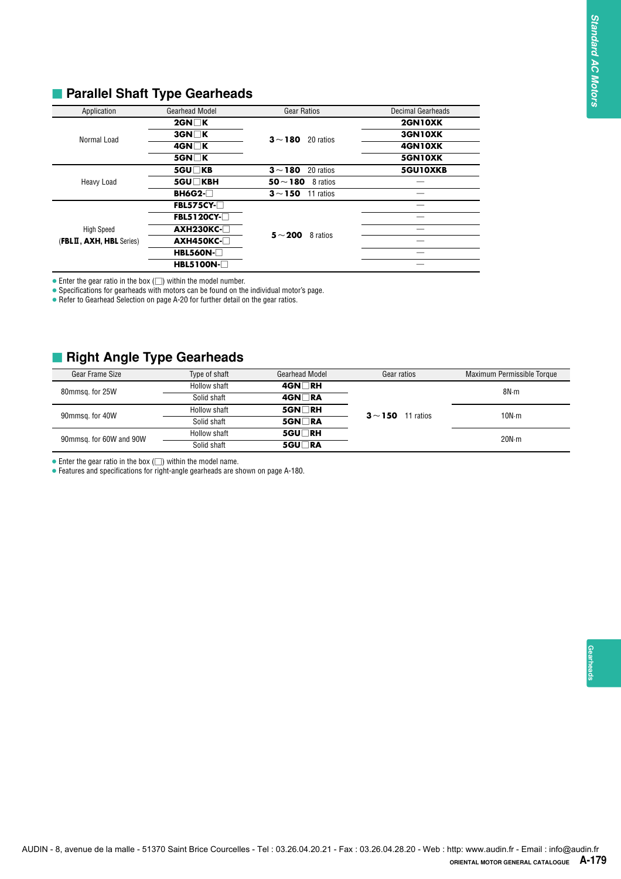## Parallel Shaft Type Gearheads

| Application | Gearhead Model | Gear Ratios | Decimal Gearheads |
|---|---|---|---|
| Normal Load | **2GN□K** | **3～180** 20 ratios | **2GN10XK** |
| | **3GN□K** | | **3GN10XK** |
| | **4GN□K** | | **4GN10XK** |
| | **5GN□K** | | **5GN10XK** |
| Heavy Load | **5GU□KB** | **3～180** 20 ratios | **5GU10XKB** |
| | **5GU□KBH** | **50～180** 8 ratios | — |
| | **BH6G2-□** | **3～150** 11 ratios | — |
| High Speed (**FBLⅡ**, **AXH**, **HBL** Series) | **FBL575CY-□** | **5～200** 8 ratios | — |
| | **FBL5120CY-□** | | — |
| | **AXH230KC-□** | | — |
| | **AXH450KC-□** | | — |
| | **HBL560N-□** | | — |
| | **HBL5100N-□** | | — |

- Enter the gear ratio in the box (□) within the model number.
- Specifications for gearheads with motors can be found on the individual motor's page.
- Refer to Gearhead Selection on page A-20 for further detail on the gear ratios.

## Right Angle Type Gearheads

| Gear Frame Size | Type of shaft | Gearhead Model | Gear ratios | Maximum Permissible Torque |
|---|---|---|---|---|
| 80mmsq. for 25W | Hollow shaft | **4GN□RH** | **3～150** 11 ratios | 8N·m |
| | Solid shaft | **4GN□RA** | | |
| 90mmsq. for 40W | Hollow shaft | **5GN□RH** | | 10N·m |
| | Solid shaft | **5GN□RA** | | |
| 90mmsq. for 60W and 90W | Hollow shaft | **5GU□RH** | | 20N·m |
| | Solid shaft | **5GU□RA** | | |

- Enter the gear ratio in the box (□) within the model name.
- Features and specifications for right-angle gearheads are shown on page A-180.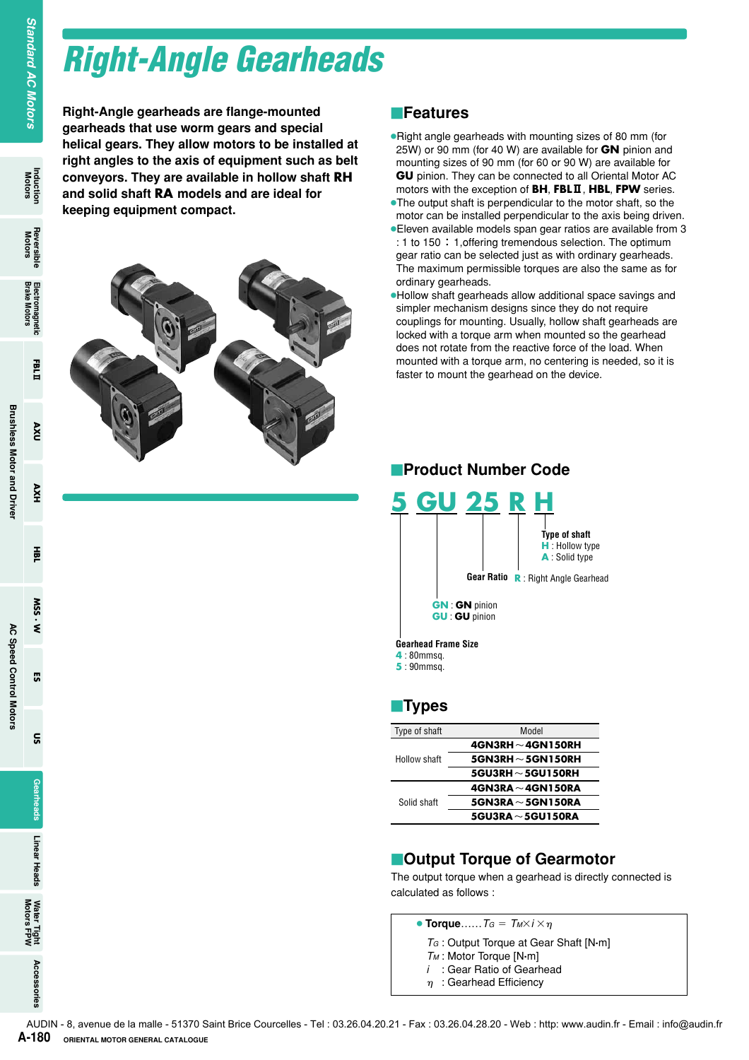# Right-Angle Gearheads

**Right-Angle gearheads are flange-mounted gearheads that use worm gears and special helical gears. They allow motors to be installed at right angles to the axis of equipment such as belt conveyors. They are available in hollow shaft RH and solid shaft RA models and are ideal for keeping equipment compact.**

## Features

- Right angle gearheads with mounting sizes of 80 mm (for 25W) or 90 mm (for 40 W) are available for **GN** pinion and mounting sizes of 90 mm (for 60 or 90 W) are available for **GU** pinion. They can be connected to all Oriental Motor AC motors with the exception of **BH**, **FBLⅡ**, **HBL**, **FPW** series.
- The output shaft is perpendicular to the motor shaft, so the motor can be installed perpendicular to the axis being driven.
- Eleven available models span gear ratios are available from 3 : 1 to 150 : 1,offering tremendous selection. The optimum gear ratio can be selected just as with ordinary gearheads. The maximum permissible torques are also the same as for ordinary gearheads.
- Hollow shaft gearheads allow additional space savings and simpler mechanism designs since they do not require couplings for mounting. Usually, hollow shaft gearheads are locked with a torque arm when mounted so the gearhead does not rotate from the reactive force of the load. When mounted with a torque arm, no centering is needed, so it is faster to mount the gearhead on the device.

## Product Number Code

**5 GU 25 R H**

- **5** — Gearhead Frame Size
  - **4** : 80mmsq.
  - **5** : 90mmsq.
- **GU** —
  - **GN** : **GN** pinion
  - **GU** : **GU** pinion
- **25** — Gear Ratio
- **R** : Right Angle Gearhead
- **H** — Type of shaft
  - **H** : Hollow type
  - **A** : Solid type

## Types

| Type of shaft | Model |
|---|---|
| Hollow shaft | **4GN3RH**～**4GN150RH** |
| | **5GN3RH**～**5GN150RH** |
| | **5GU3RH**～**5GU150RH** |
| Solid shaft | **4GN3RA**～**4GN150RA** |
| | **5GN3RA**～**5GN150RA** |
| | **5GU3RA**～**5GU150RA** |

## Output Torque of Gearmotor

The output torque when a gearhead is directly connected is calculated as follows :

- **Torque**...... $T_G = T_M \times i \times \eta$

$T_G$ : Output Torque at Gear Shaft [N·m]
$T_M$ : Motor Torque [N·m]
$i$ : Gear Ratio of Gearhead
$\eta$ : Gearhead Efficiency

AUDIN - 8, avenue de la malle - 51370 Saint Brice Courcelles - Tel : 03.26.04.20.21 - Fax : 03.26.04.28.20 - Web : http: www.audin.fr - Email : info@audin.fr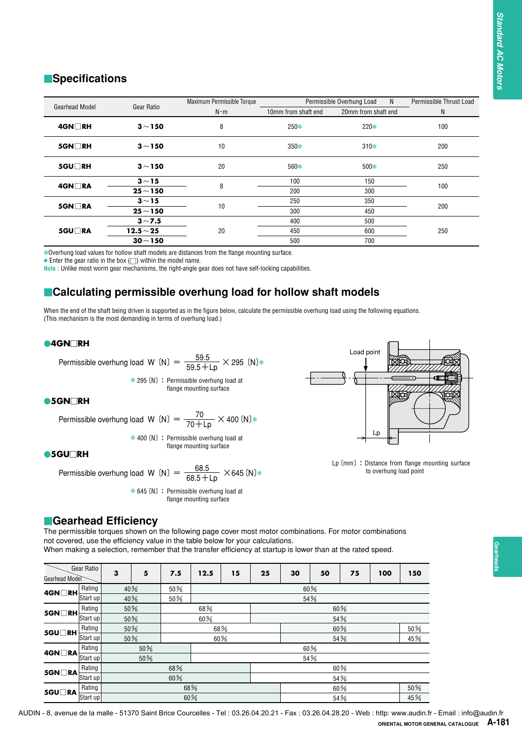## ■Specifications

| Gearhead Model | Gear Ratio | Maximum Permissible Torque N·m | Permissible Overhung Load N 10mm from shaft end | Permissible Overhung Load N 20mm from shaft end | Permissible Thrust Load N |
|---|---|---|---|---|---|
| **4GN□RH** | **3～150** | 8 | 250* | 220* | 100 |
| **5GN□RH** | **3～150** | 10 | 350* | 310* | 200 |
| **5GU□RH** | **3～150** | 20 | 560* | 500* | 250 |
| **4GN□RA** | **3～15** | 8 | 100 | 150 | 100 |
| | **25～150** | | 200 | 300 | |
| **5GN□RA** | **3～15** | 10 | 250 | 350 | 200 |
| | **25～150** | | 300 | 450 | |
| **5GU□RA** | **3～7.5** | 20 | 400 | 500 | 250 |
| | **12.5～25** | | 450 | 600 | |
| | **30～150** | | 500 | 700 | |

*Overhung load values for hollow shaft models are distances from the flange mounting surface.
● Enter the gear ratio in the box (□) within the model name.
Note : Unlike most worm gear mechanisms, the right-angle gear does not have self-locking capabilities.

## ■Calculating permissible overhung load for hollow shaft models

When the end of the shaft being driven is supported as in the figure below, calculate the permissible overhung load using the following equations.
(This mechanism is the most demanding in terms of overhung load.)

### ●4GN□RH

Permissible overhung load $W\ [N] = \dfrac{59.5}{59.5 + Lp} \times 295\ [N]$*

\* 295 [N] : Permissible overhung load at flange mounting surface

### ●5GN□RH

Permissible overhung load $W\ [N] = \dfrac{70}{70 + Lp} \times 400\ [N]$*

\* 400 [N] : Permissible overhung load at flange mounting surface

### ●5GU□RH

Permissible overhung load $W\ [N] = \dfrac{68.5}{68.5 + Lp} \times 645\ [N]$*

\* 645 [N] : Permissible overhung load at flange mounting surface

Load point

Lp

Lp [mm] : Distance from flange mounting surface to overhung load point

## ■Gearhead Efficiency

The permissible torques shown on the following page cover most motor combinations. For motor combinations not covered, use the efficiency value in the table below for your calculations.
When making a selection, remember that the transfer efficiency at startup is lower than at the rated speed.

| Gearhead Model | | 3 | 5 | 7.5 | 12.5 | 15 | 25 | 30 | 50 | 75 | 100 | 150 |
|---|---|---|---|---|---|---|---|---|---|---|---|---|
| **4GN□RH** | Rating | 40% | 40% | 50% | 60% | 60% | 60% | 60% | 60% | 60% | 60% | 60% |
| | Start up | 40% | 40% | 50% | 54% | 54% | 54% | 54% | 54% | 54% | 54% | 54% |
| **5GN□RH** | Rating | 50% | 50% | 68% | 68% | 68% | 60% | 60% | 60% | 60% | 60% | 60% |
| | Start up | 50% | 50% | 60% | 60% | 60% | 54% | 54% | 54% | 54% | 54% | 54% |
| **5GU□RH** | Rating | 50% | 50% | 68% | 68% | 68% | 68% | 60% | 60% | 60% | 60% | 50% |
| | Start up | 50% | 50% | 60% | 60% | 60% | 60% | 54% | 54% | 54% | 54% | 45% |
| **4GN□RA** | Rating | 50% | 50% | 50% | 60% | 60% | 60% | 60% | 60% | 60% | 60% | 60% |
| | Start up | 50% | 50% | 50% | 54% | 54% | 54% | 54% | 54% | 54% | 54% | 54% |
| **5GN□RA** | Rating | 68% | 68% | 68% | 68% | 68% | 60% | 60% | 60% | 60% | 60% | 60% |
| | Start up | 60% | 60% | 60% | 60% | 60% | 54% | 54% | 54% | 54% | 54% | 54% |
| **5GU□RA** | Rating | 68% | 68% | 68% | 68% | 68% | 68% | 60% | 60% | 60% | 60% | 50% |
| | Start up | 60% | 60% | 60% | 60% | 60% | 60% | 54% | 54% | 54% | 54% | 45% |

AUDIN - 8, avenue de la malle - 51370 Saint Brice Courcelles - Tel : 03.26.04.20.21 - Fax : 03.26.04.28.20 - Web : http: www.audin.fr - Email : info@audin.fr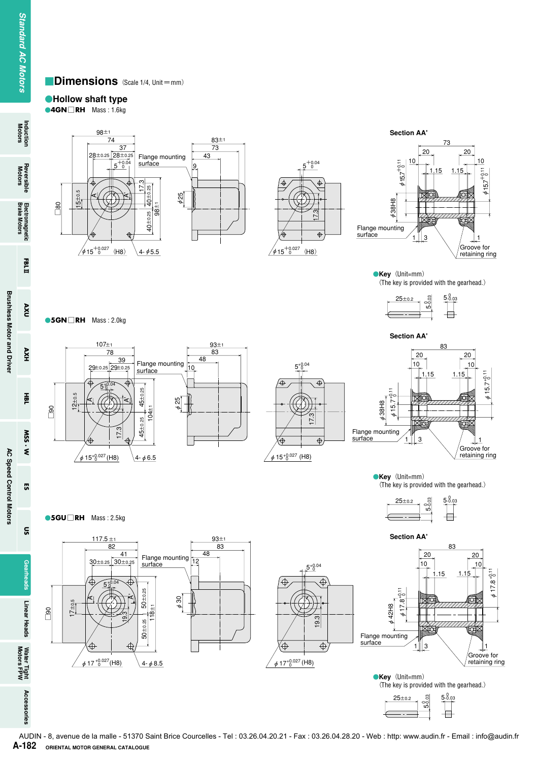## Dimensions (Scale 1/4, Unit = mm)

### ● Hollow shaft type

**●4GN□RH** Mass : 1.6kg

Section AA'

Flange mounting surface

Groove for retaining ring

●**Key** (Unit=mm)
(The key is provided with the gearhead.)

**●5GN□RH** Mass : 2.0kg

Section AA'

Flange mounting surface

Groove for retaining ring

●**Key** (Unit=mm)
(The key is provided with the gearhead.)

**●5GU□RH** Mass : 2.5kg

Section AA'

Flange mounting surface

Groove for retaining ring

●**Key** (Unit=mm)
(The key is provided with the gearhead.)

AUDIN - 8, avenue de la malle - 51370 Saint Brice Courcelles - Tel : 03.26.04.20.21 - Fax : 03.26.04.28.20 - Web : http: www.audin.fr - Email : info@audin.fr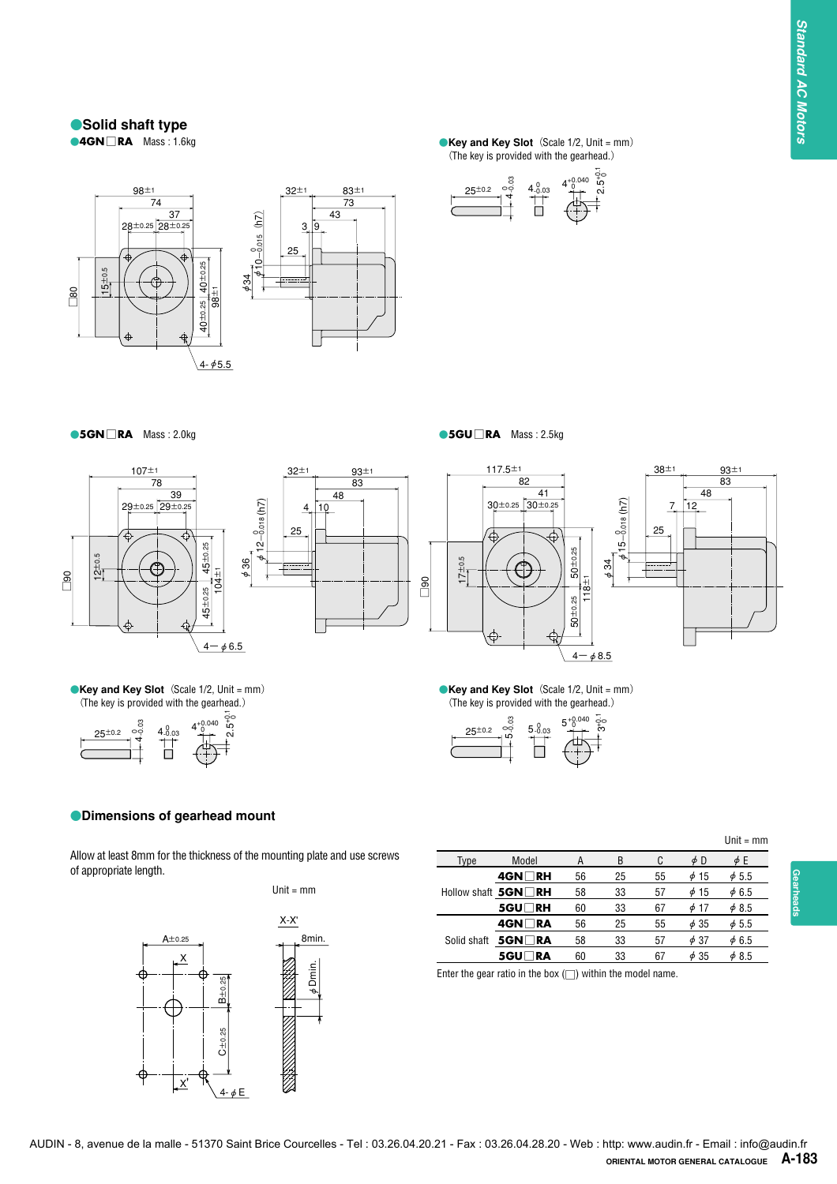## Solid shaft type

**4GN□RA** Mass : 1.6kg

**Key and Key Slot** (Scale 1/2, Unit = mm)
(The key is provided with the gearhead.)

**5GN□RA** Mass : 2.0kg

**5GU□RA** Mass : 2.5kg

**Key and Key Slot** (Scale 1/2, Unit = mm)
(The key is provided with the gearhead.)

**Key and Key Slot** (Scale 1/2, Unit = mm)
(The key is provided with the gearhead.)

## Dimensions of gearhead mount

Allow at least 8mm for the thickness of the mounting plate and use screws of appropriate length.

Unit = mm

Unit = mm

| Type | Model | A | B | C | ϕ D | ϕ E |
|---|---|---|---|---|---|---|
| Hollow shaft | **4GN□RH** | 56 | 25 | 55 | ϕ 15 | ϕ 5.5 |
| | **5GN□RH** | 58 | 33 | 57 | ϕ 15 | ϕ 6.5 |
| | **5GU□RH** | 60 | 33 | 67 | ϕ 17 | ϕ 8.5 |
| Solid shaft | **4GN□RA** | 56 | 25 | 55 | ϕ 35 | ϕ 5.5 |
| | **5GN□RA** | 58 | 33 | 57 | ϕ 37 | ϕ 6.5 |
| | **5GU□RA** | 60 | 33 | 67 | ϕ 35 | ϕ 8.5 |

Enter the gear ratio in the box (□) within the model name.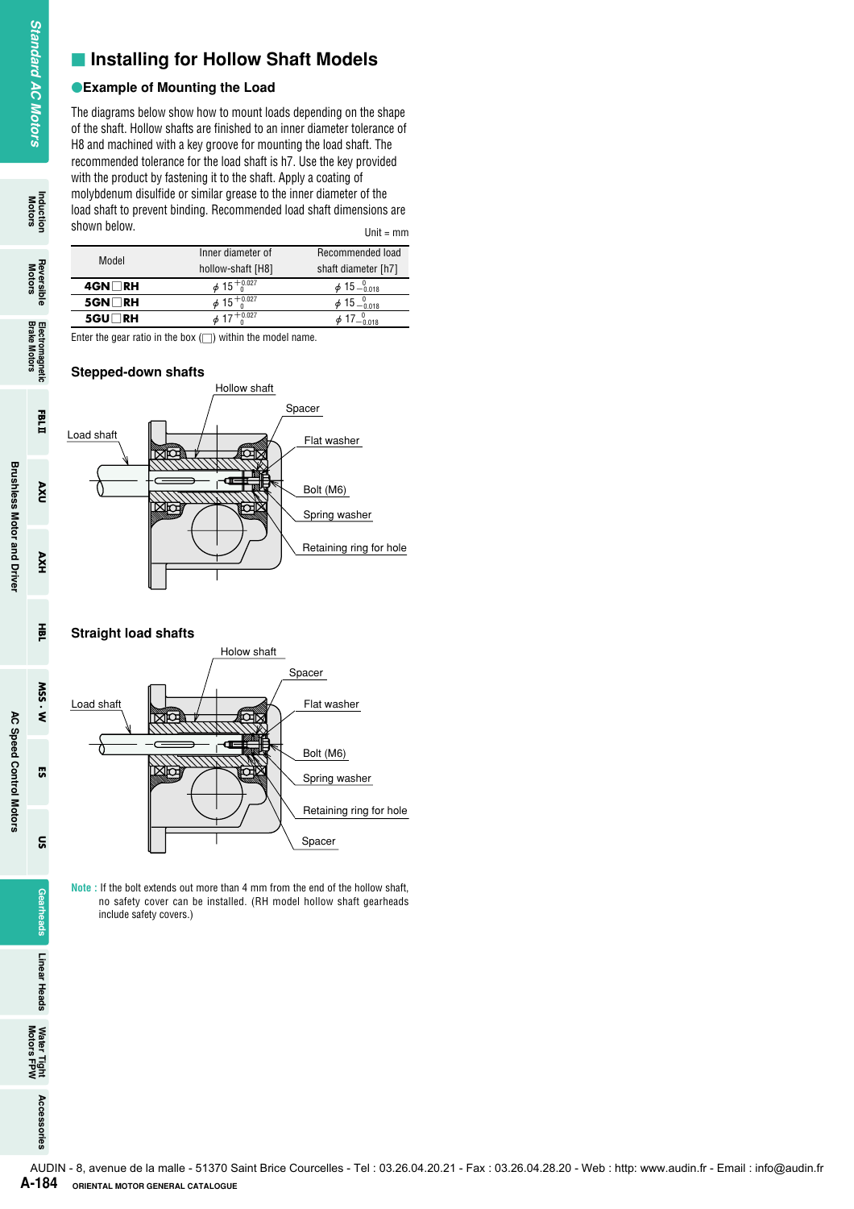## Installing for Hollow Shaft Models

### ●Example of Mounting the Load

The diagrams below show how to mount loads depending on the shape of the shaft. Hollow shafts are finished to an inner diameter tolerance of H8 and machined with a key groove for mounting the load shaft. The recommended tolerance for the load shaft is h7. Use the key provided with the product by fastening it to the shaft. Apply a coating of molybdenum disulfide or similar grease to the inner diameter of the load shaft to prevent binding. Recommended load shaft dimensions are shown below.

Unit = mm

| Model | Inner diameter of hollow-shaft [H8] | Recommended load shaft diameter [h7] |
|---|---|---|
| **4GN□RH** | $\phi\ 15^{+0.027}_{0}$ | $\phi\ 15^{\ 0}_{-0.018}$ |
| **5GN□RH** | $\phi\ 15^{+0.027}_{0}$ | $\phi\ 15^{\ 0}_{-0.018}$ |
| **5GU□RH** | $\phi\ 17^{+0.027}_{0}$ | $\phi\ 17^{\ 0}_{-0.018}$ |

Enter the gear ratio in the box (□) within the model name.

### Stepped-down shafts

Hollow shaft
Spacer
Load shaft
Flat washer
Bolt (M6)
Spring washer
Retaining ring for hole

### Straight load shafts

Holow shaft
Spacer
Load shaft
Flat washer
Bolt (M6)
Spring washer
Retaining ring for hole
Spacer

**Note :** If the bolt extends out more than 4 mm from the end of the hollow shaft, no safety cover can be installed. (RH model hollow shaft gearheads include safety covers.)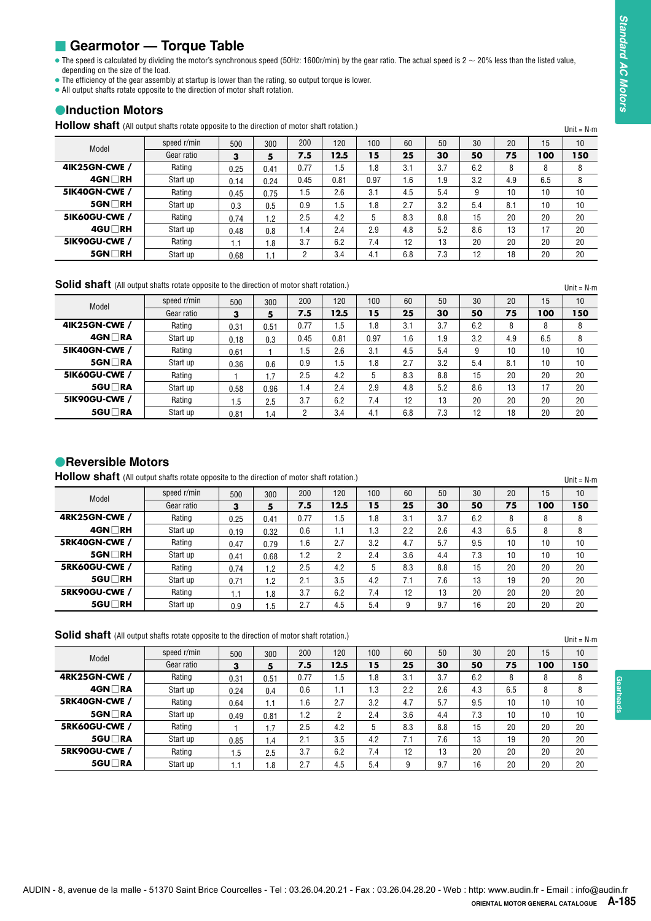## ■ Gearmotor — Torque Table

- The speed is calculated by dividing the motor's synchronous speed (50Hz: 1600r/min) by the gear ratio. The actual speed is 2 ~ 20% less than the listed value, depending on the size of the load.
- The efficiency of the gear assembly at startup is lower than the rating, so output torque is lower.
- All output shafts rotate opposite to the direction of motor shaft rotation.

### ●Induction Motors

**Hollow shaft** (All output shafts rotate opposite to the direction of motor shaft rotation.)

Unit = N·m

| Model | speed r/min | 500 | 300 | 200 | 120 | 100 | 60 | 50 | 30 | 20 | 15 | 10 |
|---|---|---|---|---|---|---|---|---|---|---|---|---|
| | Gear ratio | **3** | **5** | **7.5** | **12.5** | **15** | **25** | **30** | **50** | **75** | **100** | **150** |
| **4IK25GN-CWE /** | Rating | 0.25 | 0.41 | 0.77 | 1.5 | 1.8 | 3.1 | 3.7 | 6.2 | 8 | 8 | 8 |
| **4GN□RH** | Start up | 0.14 | 0.24 | 0.45 | 0.81 | 0.97 | 1.6 | 1.9 | 3.2 | 4.9 | 6.5 | 8 |
| **5IK40GN-CWE /** | Rating | 0.45 | 0.75 | 1.5 | 2.6 | 3.1 | 4.5 | 5.4 | 9 | 10 | 10 | 10 |
| **5GN□RH** | Start up | 0.3 | 0.5 | 0.9 | 1.5 | 1.8 | 2.7 | 3.2 | 5.4 | 8.1 | 10 | 10 |
| **5IK60GU-CWE /** | Rating | 0.74 | 1.2 | 2.5 | 4.2 | 5 | 8.3 | 8.8 | 15 | 20 | 20 | 20 |
| **4GU□RH** | Start up | 0.48 | 0.8 | 1.4 | 2.4 | 2.9 | 4.8 | 5.2 | 8.6 | 13 | 17 | 20 |
| **5IK90GU-CWE /** | Rating | 1.1 | 1.8 | 3.7 | 6.2 | 7.4 | 12 | 13 | 20 | 20 | 20 | 20 |
| **5GN□RH** | Start up | 0.68 | 1.1 | 2 | 3.4 | 4.1 | 6.8 | 7.3 | 12 | 18 | 20 | 20 |

**Solid shaft** (All output shafts rotate opposite to the direction of motor shaft rotation.)

Unit = N·m

| Model | speed r/min | 500 | 300 | 200 | 120 | 100 | 60 | 50 | 30 | 20 | 15 | 10 |
|---|---|---|---|---|---|---|---|---|---|---|---|---|
| | Gear ratio | **3** | **5** | **7.5** | **12.5** | **15** | **25** | **30** | **50** | **75** | **100** | **150** |
| **4IK25GN-CWE /** | Rating | 0.31 | 0.51 | 0.77 | 1.5 | 1.8 | 3.1 | 3.7 | 6.2 | 8 | 8 | 8 |
| **4GN□RA** | Start up | 0.18 | 0.3 | 0.45 | 0.81 | 0.97 | 1.6 | 1.9 | 3.2 | 4.9 | 6.5 | 8 |
| **5IK40GN-CWE /** | Rating | 0.61 | 1 | 1.5 | 2.6 | 3.1 | 4.5 | 5.4 | 9 | 10 | 10 | 10 |
| **5GN□RA** | Start up | 0.36 | 0.6 | 0.9 | 1.5 | 1.8 | 2.7 | 3.2 | 5.4 | 8.1 | 10 | 10 |
| **5IK60GU-CWE /** | Rating | 1 | 1.7 | 2.5 | 4.2 | 5 | 8.3 | 8.8 | 15 | 20 | 20 | 20 |
| **5GU□RA** | Start up | 0.58 | 0.96 | 1.4 | 2.4 | 2.9 | 4.8 | 5.2 | 8.6 | 13 | 17 | 20 |
| **5IK90GU-CWE /** | Rating | 1.5 | 2.5 | 3.7 | 6.2 | 7.4 | 12 | 13 | 20 | 20 | 20 | 20 |
| **5GU□RA** | Start up | 0.81 | 1.4 | 2 | 3.4 | 4.1 | 6.8 | 7.3 | 12 | 18 | 20 | 20 |

### ●Reversible Motors

**Hollow shaft** (All output shafts rotate opposite to the direction of motor shaft rotation.)

Unit = N·m

| Model | speed r/min | 500 | 300 | 200 | 120 | 100 | 60 | 50 | 30 | 20 | 15 | 10 |
|---|---|---|---|---|---|---|---|---|---|---|---|---|
| | Gear ratio | **3** | **5** | **7.5** | **12.5** | **15** | **25** | **30** | **50** | **75** | **100** | **150** |
| **4RK25GN-CWE /** | Rating | 0.25 | 0.41 | 0.77 | 1.5 | 1.8 | 3.1 | 3.7 | 6.2 | 8 | 8 | 8 |
| **4GN□RH** | Start up | 0.19 | 0.32 | 0.6 | 1.1 | 1.3 | 2.2 | 2.6 | 4.3 | 6.5 | 8 | 8 |
| **5RK40GN-CWE /** | Rating | 0.47 | 0.79 | 1.6 | 2.7 | 3.2 | 4.7 | 5.7 | 9.5 | 10 | 10 | 10 |
| **5GN□RH** | Start up | 0.41 | 0.68 | 1.2 | 2 | 2.4 | 3.6 | 4.4 | 7.3 | 10 | 10 | 10 |
| **5RK60GU-CWE /** | Rating | 0.74 | 1.2 | 2.5 | 4.2 | 5 | 8.3 | 8.8 | 15 | 20 | 20 | 20 |
| **5GU□RH** | Start up | 0.71 | 1.2 | 2.1 | 3.5 | 4.2 | 7.1 | 7.6 | 13 | 19 | 20 | 20 |
| **5RK90GU-CWE /** | Rating | 1.1 | 1.8 | 3.7 | 6.2 | 7.4 | 12 | 13 | 20 | 20 | 20 | 20 |
| **5GU□RH** | Start up | 0.9 | 1.5 | 2.7 | 4.5 | 5.4 | 9 | 9.7 | 16 | 20 | 20 | 20 |

**Solid shaft** (All output shafts rotate opposite to the direction of motor shaft rotation.)

Unit = N·m

| Model | speed r/min | 500 | 300 | 200 | 120 | 100 | 60 | 50 | 30 | 20 | 15 | 10 |
|---|---|---|---|---|---|---|---|---|---|---|---|---|
| | Gear ratio | **3** | **5** | **7.5** | **12.5** | **15** | **25** | **30** | **50** | **75** | **100** | **150** |
| **4RK25GN-CWE /** | Rating | 0.31 | 0.51 | 0.77 | 1.5 | 1.8 | 3.1 | 3.7 | 6.2 | 8 | 8 | 8 |
| **4GN□RA** | Start up | 0.24 | 0.4 | 0.6 | 1.1 | 1.3 | 2.2 | 2.6 | 4.3 | 6.5 | 8 | 8 |
| **5RK40GN-CWE /** | Rating | 0.64 | 1.1 | 1.6 | 2.7 | 3.2 | 4.7 | 5.7 | 9.5 | 10 | 10 | 10 |
| **5GN□RA** | Start up | 0.49 | 0.81 | 1.2 | 2 | 2.4 | 3.6 | 4.4 | 7.3 | 10 | 10 | 10 |
| **5RK60GU-CWE /** | Rating | 1 | 1.7 | 2.5 | 4.2 | 5 | 8.3 | 8.8 | 15 | 20 | 20 | 20 |
| **5GU□RA** | Start up | 0.85 | 1.4 | 2.1 | 3.5 | 4.2 | 7.1 | 7.6 | 13 | 19 | 20 | 20 |
| **5RK90GU-CWE /** | Rating | 1.5 | 2.5 | 3.7 | 6.2 | 7.4 | 12 | 13 | 20 | 20 | 20 | 20 |
| **5GU□RA** | Start up | 1.1 | 1.8 | 2.7 | 4.5 | 5.4 | 9 | 9.7 | 16 | 20 | 20 | 20 |

AUDIN - 8, avenue de la malle - 51370 Saint Brice Courcelles - Tel : 03.26.04.20.21 - Fax : 03.26.04.28.20 - Web : http: www.audin.fr - Email : info@audin.fr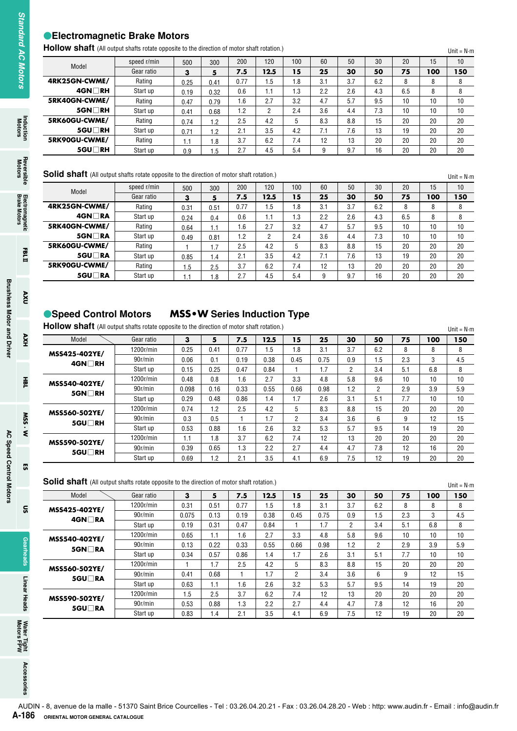## Electromagnetic Brake Motors

**Hollow shaft** (All output shafts rotate opposite to the direction of motor shaft rotation.)

Unit = N·m

| Model | speed r/min | 500 | 300 | 200 | 120 | 100 | 60 | 50 | 30 | 20 | 15 | 10 |
|---|---|---|---|---|---|---|---|---|---|---|---|---|
| | Gear ratio | **3** | **5** | **7.5** | **12.5** | **15** | **25** | **30** | **50** | **75** | **100** | **150** |
| **4RK25GN-CWME/** | Rating | 0.25 | 0.41 | 0.77 | 1.5 | 1.8 | 3.1 | 3.7 | 6.2 | 8 | 8 | 8 |
| **4GN□RH** | Start up | 0.19 | 0.32 | 0.6 | 1.1 | 1.3 | 2.2 | 2.6 | 4.3 | 6.5 | 8 | 8 |
| **5RK40GN-CWME/** | Rating | 0.47 | 0.79 | 1.6 | 2.7 | 3.2 | 4.7 | 5.7 | 9.5 | 10 | 10 | 10 |
| **5GN□RH** | Start up | 0.41 | 0.68 | 1.2 | 2 | 2.4 | 3.6 | 4.4 | 7.3 | 10 | 10 | 10 |
| **5RK60GU-CWME/** | Rating | 0.74 | 1.2 | 2.5 | 4.2 | 5 | 8.3 | 8.8 | 15 | 20 | 20 | 20 |
| **5GU□RH** | Start up | 0.71 | 1.2 | 2.1 | 3.5 | 4.2 | 7.1 | 7.6 | 13 | 19 | 20 | 20 |
| **5RK90GU-CWME/** | Rating | 1.1 | 1.8 | 3.7 | 6.2 | 7.4 | 12 | 13 | 20 | 20 | 20 | 20 |
| **5GU□RH** | Start up | 0.9 | 1.5 | 2.7 | 4.5 | 5.4 | 9 | 9.7 | 16 | 20 | 20 | 20 |

**Solid shaft** (All output shafts rotate opposite to the direction of motor shaft rotation.)

Unit = N·m

| Model | speed r/min | 500 | 300 | 200 | 120 | 100 | 60 | 50 | 30 | 20 | 15 | 10 |
|---|---|---|---|---|---|---|---|---|---|---|---|---|
| | Gear ratio | **3** | **5** | **7.5** | **12.5** | **15** | **25** | **30** | **50** | **75** | **100** | **150** |
| **4RK25GN-CWME/** | Rating | 0.31 | 0.51 | 0.77 | 1.5 | 1.8 | 3.1 | 3.7 | 6.2 | 8 | 8 | 8 |
| **4GN□RA** | Start up | 0.24 | 0.4 | 0.6 | 1.1 | 1.3 | 2.2 | 2.6 | 4.3 | 6.5 | 8 | 8 |
| **5RK40GN-CWME/** | Rating | 0.64 | 1.1 | 1.6 | 2.7 | 3.2 | 4.7 | 5.7 | 9.5 | 10 | 10 | 10 |
| **5GN□RA** | Start up | 0.49 | 0.81 | 1.2 | 2 | 2.4 | 3.6 | 4.4 | 7.3 | 10 | 10 | 10 |
| **5RK60GU-CWME/** | Rating | 1 | 1.7 | 2.5 | 4.2 | 5 | 8.3 | 8.8 | 15 | 20 | 20 | 20 |
| **5GU□RA** | Start up | 0.85 | 1.4 | 2.1 | 3.5 | 4.2 | 7.1 | 7.6 | 13 | 19 | 20 | 20 |
| **5RK90GU-CWME/** | Rating | 1.5 | 2.5 | 3.7 | 6.2 | 7.4 | 12 | 13 | 20 | 20 | 20 | 20 |
| **5GU□RA** | Start up | 1.1 | 1.8 | 2.7 | 4.5 | 5.4 | 9 | 9.7 | 16 | 20 | 20 | 20 |

## Speed Control Motors **MSS•W** Series Induction Type

**Hollow shaft** (All output shafts rotate opposite to the direction of motor shaft rotation.)

Unit = N·m

| Model | Gear ratio | **3** | **5** | **7.5** | **12.5** | **15** | **25** | **30** | **50** | **75** | **100** | **150** |
|---|---|---|---|---|---|---|---|---|---|---|---|---|
| **MSS425-402YE/** | 1200r/min | 0.25 | 0.41 | 0.77 | 1.5 | 1.8 | 3.1 | 3.7 | 6.2 | 8 | 8 | 8 |
| **4GN□RH** | 90r/min | 0.06 | 0.1 | 0.19 | 0.38 | 0.45 | 0.75 | 0.9 | 1.5 | 2.3 | 3 | 4.5 |
| | Start up | 0.15 | 0.25 | 0.47 | 0.84 | 1 | 1.7 | 2 | 3.4 | 5.1 | 6.8 | 8 |
| **MSS540-402YE/** | 1200r/min | 0.48 | 0.8 | 1.6 | 2.7 | 3.3 | 4.8 | 5.8 | 9.6 | 10 | 10 | 10 |
| **5GN□RH** | 90r/min | 0.098 | 0.16 | 0.33 | 0.55 | 0.66 | 0.98 | 1.2 | 2 | 2.9 | 3.9 | 5.9 |
| | Start up | 0.29 | 0.48 | 0.86 | 1.4 | 1.7 | 2.6 | 3.1 | 5.1 | 7.7 | 10 | 10 |
| **MSS560-502YE/** | 1200r/min | 0.74 | 1.2 | 2.5 | 4.2 | 5 | 8.3 | 8.8 | 15 | 20 | 20 | 20 |
| **5GU□RH** | 90r/min | 0.3 | 0.5 | 1 | 1.7 | 2 | 3.4 | 3.6 | 6 | 9 | 12 | 15 |
| | Start up | 0.53 | 0.88 | 1.6 | 2.6 | 3.2 | 5.3 | 5.7 | 9.5 | 14 | 19 | 20 |
| **MSS590-502YE/** | 1200r/min | 1.1 | 1.8 | 3.7 | 6.2 | 7.4 | 12 | 13 | 20 | 20 | 20 | 20 |
| **5GU□RH** | 90r/min | 0.39 | 0.65 | 1.3 | 2.2 | 2.7 | 4.4 | 4.7 | 7.8 | 12 | 16 | 20 |
| | Start up | 0.69 | 1.2 | 2.1 | 3.5 | 4.1 | 6.9 | 7.5 | 12 | 19 | 20 | 20 |

**Solid shaft** (All output shafts rotate opposite to the direction of motor shaft rotation.)

Unit = N·m

| Model | Gear ratio | **3** | **5** | **7.5** | **12.5** | **15** | **25** | **30** | **50** | **75** | **100** | **150** |
|---|---|---|---|---|---|---|---|---|---|---|---|---|
| **MSS425-402YE/** | 1200r/min | 0.31 | 0.51 | 0.77 | 1.5 | 1.8 | 3.1 | 3.7 | 6.2 | 8 | 8 | 8 |
| **4GN□RA** | 90r/min | 0.075 | 0.13 | 0.19 | 0.38 | 0.45 | 0.75 | 0.9 | 1.5 | 2.3 | 3 | 4.5 |
| | Start up | 0.19 | 0.31 | 0.47 | 0.84 | 1 | 1.7 | 2 | 3.4 | 5.1 | 6.8 | 8 |
| **MSS540-402YE/** | 1200r/min | 0.65 | 1.1 | 1.6 | 2.7 | 3.3 | 4.8 | 5.8 | 9.6 | 10 | 10 | 10 |
| **5GN□RA** | 90r/min | 0.13 | 0.22 | 0.33 | 0.55 | 0.66 | 0.98 | 1.2 | 2 | 2.9 | 3.9 | 5.9 |
| | Start up | 0.34 | 0.57 | 0.86 | 1.4 | 1.7 | 2.6 | 3.1 | 5.1 | 7.7 | 10 | 10 |
| **MSS560-502YE/** | 1200r/min | 1 | 1.7 | 2.5 | 4.2 | 5 | 8.3 | 8.8 | 15 | 20 | 20 | 20 |
| **5GU□RA** | 90r/min | 0.41 | 0.68 | 1 | 1.7 | 2 | 3.4 | 3.6 | 6 | 9 | 12 | 15 |
| | Start up | 0.63 | 1.1 | 1.6 | 2.6 | 3.2 | 5.3 | 5.7 | 9.5 | 14 | 19 | 20 |
| **MSS590-502YE/** | 1200r/min | 1.5 | 2.5 | 3.7 | 6.2 | 7.4 | 12 | 13 | 20 | 20 | 20 | 20 |
| **5GU□RA** | 90r/min | 0.53 | 0.88 | 1.3 | 2.2 | 2.7 | 4.4 | 4.7 | 7.8 | 12 | 16 | 20 |
| | Start up | 0.83 | 1.4 | 2.1 | 3.5 | 4.1 | 6.9 | 7.5 | 12 | 19 | 20 | 20 |

AUDIN - 8, avenue de la malle - 51370 Saint Brice Courcelles - Tel : 03.26.04.20.21 - Fax : 03.26.04.28.20 - Web : http: www.audin.fr - Email : info@audin.fr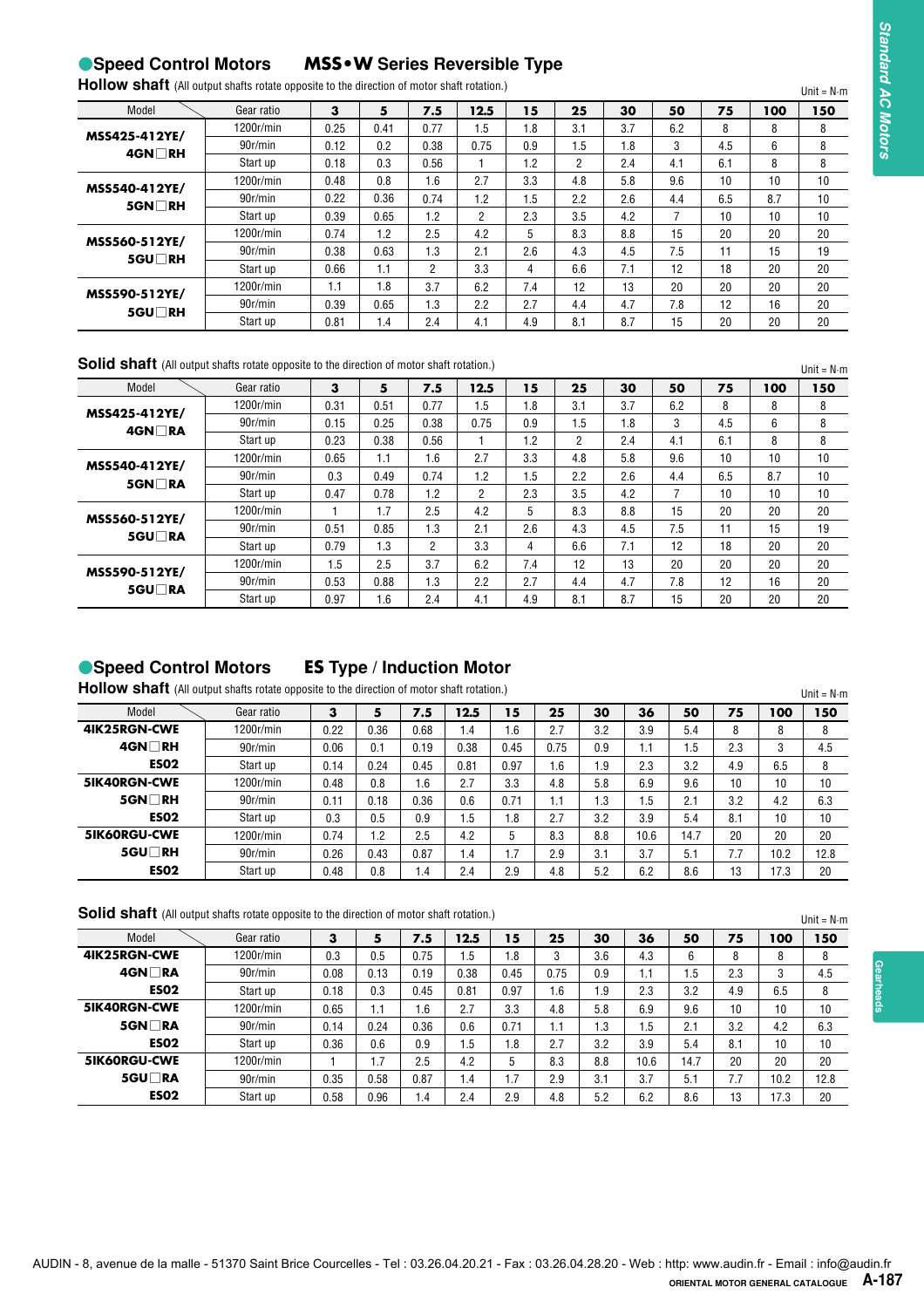## ●Speed Control Motors　MSS•W Series Reversible Type

### Hollow shaft (All output shafts rotate opposite to the direction of motor shaft rotation.)

Unit = N·m

| Model | Gear ratio | 3 | 5 | 7.5 | 12.5 | 15 | 25 | 30 | 50 | 75 | 100 | 150 |
|---|---|---|---|---|---|---|---|---|---|---|---|---|
| MSS425-412YE/ 4GN□RH | 1200r/min | 0.25 | 0.41 | 0.77 | 1.5 | 1.8 | 3.1 | 3.7 | 6.2 | 8 | 8 | 8 |
| | 90r/min | 0.12 | 0.2 | 0.38 | 0.75 | 0.9 | 1.5 | 1.8 | 3 | 4.5 | 6 | 8 |
| | Start up | 0.18 | 0.3 | 0.56 | 1 | 1.2 | 2 | 2.4 | 4.1 | 6.1 | 8 | 8 |
| MSS540-412YE/ 5GN□RH | 1200r/min | 0.48 | 0.8 | 1.6 | 2.7 | 3.3 | 4.8 | 5.8 | 9.6 | 10 | 10 | 10 |
| | 90r/min | 0.22 | 0.36 | 0.74 | 1.2 | 1.5 | 2.2 | 2.6 | 4.4 | 6.5 | 8.7 | 10 |
| | Start up | 0.39 | 0.65 | 1.2 | 2 | 2.3 | 3.5 | 4.2 | 7 | 10 | 10 | 10 |
| MSS560-512YE/ 5GU□RH | 1200r/min | 0.74 | 1.2 | 2.5 | 4.2 | 5 | 8.3 | 8.8 | 15 | 20 | 20 | 20 |
| | 90r/min | 0.38 | 0.63 | 1.3 | 2.1 | 2.6 | 4.3 | 4.5 | 7.5 | 11 | 15 | 19 |
| | Start up | 0.66 | 1.1 | 2 | 3.3 | 4 | 6.6 | 7.1 | 12 | 18 | 20 | 20 |
| MSS590-512YE/ 5GU□RH | 1200r/min | 1.1 | 1.8 | 3.7 | 6.2 | 7.4 | 12 | 13 | 20 | 20 | 20 | 20 |
| | 90r/min | 0.39 | 0.65 | 1.3 | 2.2 | 2.7 | 4.4 | 4.7 | 7.8 | 12 | 16 | 20 |
| | Start up | 0.81 | 1.4 | 2.4 | 4.1 | 4.9 | 8.1 | 8.7 | 15 | 20 | 20 | 20 |

### Solid shaft (All output shafts rotate opposite to the direction of motor shaft rotation.)

Unit = N·m

| Model | Gear ratio | 3 | 5 | 7.5 | 12.5 | 15 | 25 | 30 | 50 | 75 | 100 | 150 |
|---|---|---|---|---|---|---|---|---|---|---|---|---|
| MSS425-412YE/ 4GN□RA | 1200r/min | 0.31 | 0.51 | 0.77 | 1.5 | 1.8 | 3.1 | 3.7 | 6.2 | 8 | 8 | 8 |
| | 90r/min | 0.15 | 0.25 | 0.38 | 0.75 | 0.9 | 1.5 | 1.8 | 3 | 4.5 | 6 | 8 |
| | Start up | 0.23 | 0.38 | 0.56 | 1 | 1.2 | 2 | 2.4 | 4.1 | 6.1 | 8 | 8 |
| MSS540-412YE/ 5GN□RA | 1200r/min | 0.65 | 1.1 | 1.6 | 2.7 | 3.3 | 4.8 | 5.8 | 9.6 | 10 | 10 | 10 |
| | 90r/min | 0.3 | 0.49 | 0.74 | 1.2 | 1.5 | 2.2 | 2.6 | 4.4 | 6.5 | 8.7 | 10 |
| | Start up | 0.47 | 0.78 | 1.2 | 2 | 2.3 | 3.5 | 4.2 | 7 | 10 | 10 | 10 |
| MSS560-512YE/ 5GU□RA | 1200r/min | 1 | 1.7 | 2.5 | 4.2 | 5 | 8.3 | 8.8 | 15 | 20 | 20 | 20 |
| | 90r/min | 0.51 | 0.85 | 1.3 | 2.1 | 2.6 | 4.3 | 4.5 | 7.5 | 11 | 15 | 19 |
| | Start up | 0.79 | 1.3 | 2 | 3.3 | 4 | 6.6 | 7.1 | 12 | 18 | 20 | 20 |
| MSS590-512YE/ 5GU□RA | 1200r/min | 1.5 | 2.5 | 3.7 | 6.2 | 7.4 | 12 | 13 | 20 | 20 | 20 | 20 |
| | 90r/min | 0.53 | 0.88 | 1.3 | 2.2 | 2.7 | 4.4 | 4.7 | 7.8 | 12 | 16 | 20 |
| | Start up | 0.97 | 1.6 | 2.4 | 4.1 | 4.9 | 8.1 | 8.7 | 15 | 20 | 20 | 20 |

## ●Speed Control Motors　ES Type / Induction Motor

### Hollow shaft (All output shafts rotate opposite to the direction of motor shaft rotation.)

Unit = N·m

| Model | Gear ratio | 3 | 5 | 7.5 | 12.5 | 15 | 25 | 30 | 36 | 50 | 75 | 100 | 150 |
|---|---|---|---|---|---|---|---|---|---|---|---|---|---|
| 4IK25RGN-CWE | 1200r/min | 0.22 | 0.36 | 0.68 | 1.4 | 1.6 | 2.7 | 3.2 | 3.9 | 5.4 | 8 | 8 | 8 |
| 4GN□RH | 90r/min | 0.06 | 0.1 | 0.19 | 0.38 | 0.45 | 0.75 | 0.9 | 1.1 | 1.5 | 2.3 | 3 | 4.5 |
| ES02 | Start up | 0.14 | 0.24 | 0.45 | 0.81 | 0.97 | 1.6 | 1.9 | 2.3 | 3.2 | 4.9 | 6.5 | 8 |
| 5IK40RGN-CWE | 1200r/min | 0.48 | 0.8 | 1.6 | 2.7 | 3.3 | 4.8 | 5.8 | 6.9 | 9.6 | 10 | 10 | 10 |
| 5GN□RH | 90r/min | 0.11 | 0.18 | 0.36 | 0.6 | 0.71 | 1.1 | 1.3 | 1.5 | 2.1 | 3.2 | 4.2 | 6.3 |
| ES02 | Start up | 0.3 | 0.5 | 0.9 | 1.5 | 1.8 | 2.7 | 3.2 | 3.9 | 5.4 | 8.1 | 10 | 10 |
| 5IK60RGU-CWE | 1200r/min | 0.74 | 1.2 | 2.5 | 4.2 | 5 | 8.3 | 8.8 | 10.6 | 14.7 | 20 | 20 | 20 |
| 5GU□RH | 90r/min | 0.26 | 0.43 | 0.87 | 1.4 | 1.7 | 2.9 | 3.1 | 3.7 | 5.1 | 7.7 | 10.2 | 12.8 |
| ES02 | Start up | 0.48 | 0.8 | 1.4 | 2.4 | 2.9 | 4.8 | 5.2 | 6.2 | 8.6 | 13 | 17.3 | 20 |

### Solid shaft (All output shafts rotate opposite to the direction of motor shaft rotation.)

Unit = N·m

| Model | Gear ratio | 3 | 5 | 7.5 | 12.5 | 15 | 25 | 30 | 36 | 50 | 75 | 100 | 150 |
|---|---|---|---|---|---|---|---|---|---|---|---|---|---|
| 4IK25RGN-CWE | 1200r/min | 0.3 | 0.5 | 0.75 | 1.5 | 1.8 | 3 | 3.6 | 4.3 | 6 | 8 | 8 | 8 |
| 4GN□RA | 90r/min | 0.08 | 0.13 | 0.19 | 0.38 | 0.45 | 0.75 | 0.9 | 1.1 | 1.5 | 2.3 | 3 | 4.5 |
| ES02 | Start up | 0.18 | 0.3 | 0.45 | 0.81 | 0.97 | 1.6 | 1.9 | 2.3 | 3.2 | 4.9 | 6.5 | 8 |
| 5IK40RGN-CWE | 1200r/min | 0.65 | 1.1 | 1.6 | 2.7 | 3.3 | 4.8 | 5.8 | 6.9 | 9.6 | 10 | 10 | 10 |
| 5GN□RA | 90r/min | 0.14 | 0.24 | 0.36 | 0.6 | 0.71 | 1.1 | 1.3 | 1.5 | 2.1 | 3.2 | 4.2 | 6.3 |
| ES02 | Start up | 0.36 | 0.6 | 0.9 | 1.5 | 1.8 | 2.7 | 3.2 | 3.9 | 5.4 | 8.1 | 10 | 10 |
| 5IK60RGU-CWE | 1200r/min | 1 | 1.7 | 2.5 | 4.2 | 5 | 8.3 | 8.8 | 10.6 | 14.7 | 20 | 20 | 20 |
| 5GU□RA | 90r/min | 0.35 | 0.58 | 0.87 | 1.4 | 1.7 | 2.9 | 3.1 | 3.7 | 5.1 | 7.7 | 10.2 | 12.8 |
| ES02 | Start up | 0.58 | 0.96 | 1.4 | 2.4 | 2.9 | 4.8 | 5.2 | 6.2 | 8.6 | 13 | 17.3 | 20 |

AUDIN - 8, avenue de la malle - 51370 Saint Brice Courcelles - Tel : 03.26.04.20.21 - Fax : 03.26.04.28.20 - Web : http: www.audin.fr - Email : info@audin.fr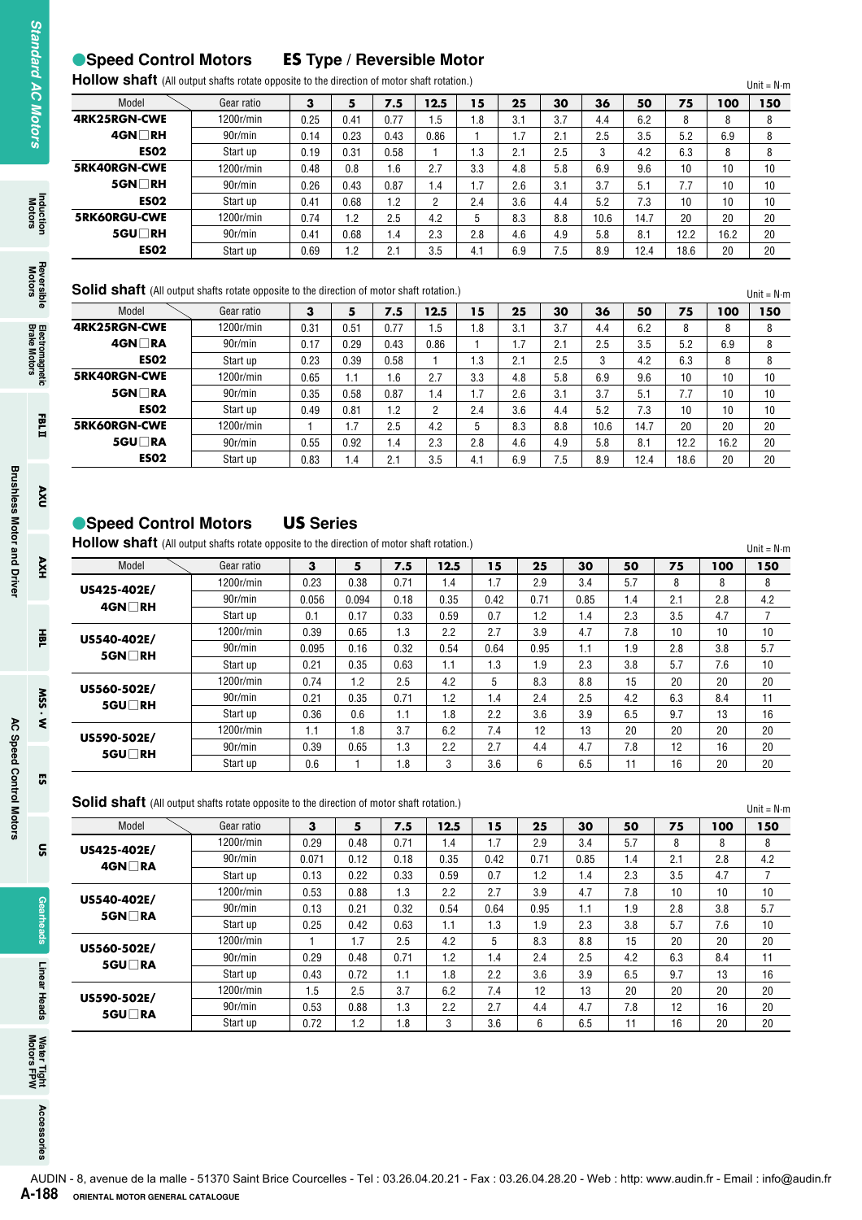## ●Speed Control Motors **ES Type / Reversible Motor**

### Hollow shaft (All output shafts rotate opposite to the direction of motor shaft rotation.)

Unit = N·m

| Model | Gear ratio | 3 | 5 | 7.5 | 12.5 | 15 | 25 | 30 | 36 | 50 | 75 | 100 | 150 |
|---|---|---|---|---|---|---|---|---|---|---|---|---|---|
| **4RK25RGN-CWE** | 1200r/min | 0.25 | 0.41 | 0.77 | 1.5 | 1.8 | 3.1 | 3.7 | 4.4 | 6.2 | 8 | 8 | 8 |
| **4GN□RH** | 90r/min | 0.14 | 0.23 | 0.43 | 0.86 | 1 | 1.7 | 2.1 | 2.5 | 3.5 | 5.2 | 6.9 | 8 |
| **ES02** | Start up | 0.19 | 0.31 | 0.58 | 1 | 1.3 | 2.1 | 2.5 | 3 | 4.2 | 6.3 | 8 | 8 |
| **5RK40RGN-CWE** | 1200r/min | 0.48 | 0.8 | 1.6 | 2.7 | 3.3 | 4.8 | 5.8 | 6.9 | 9.6 | 10 | 10 | 10 |
| **5GN□RH** | 90r/min | 0.26 | 0.43 | 0.87 | 1.4 | 1.7 | 2.6 | 3.1 | 3.7 | 5.1 | 7.7 | 10 | 10 |
| **ES02** | Start up | 0.41 | 0.68 | 1.2 | 2 | 2.4 | 3.6 | 4.4 | 5.2 | 7.3 | 10 | 10 | 10 |
| **5RK60RGU-CWE** | 1200r/min | 0.74 | 1.2 | 2.5 | 4.2 | 5 | 8.3 | 8.8 | 10.6 | 14.7 | 20 | 20 | 20 |
| **5GU□RH** | 90r/min | 0.41 | 0.68 | 1.4 | 2.3 | 2.8 | 4.6 | 4.9 | 5.8 | 8.1 | 12.2 | 16.2 | 20 |
| **ES02** | Start up | 0.69 | 1.2 | 2.1 | 3.5 | 4.1 | 6.9 | 7.5 | 8.9 | 12.4 | 18.6 | 20 | 20 |

### Solid shaft (All output shafts rotate opposite to the direction of motor shaft rotation.)

Unit = N·m

| Model | Gear ratio | 3 | 5 | 7.5 | 12.5 | 15 | 25 | 30 | 36 | 50 | 75 | 100 | 150 |
|---|---|---|---|---|---|---|---|---|---|---|---|---|---|
| **4RK25RGN-CWE** | 1200r/min | 0.31 | 0.51 | 0.77 | 1.5 | 1.8 | 3.1 | 3.7 | 4.4 | 6.2 | 8 | 8 | 8 |
| **4GN□RA** | 90r/min | 0.17 | 0.29 | 0.43 | 0.86 | 1 | 1.7 | 2.1 | 2.5 | 3.5 | 5.2 | 6.9 | 8 |
| **ES02** | Start up | 0.23 | 0.39 | 0.58 | 1 | 1.3 | 2.1 | 2.5 | 3 | 4.2 | 6.3 | 8 | 8 |
| **5RK40RGN-CWE** | 1200r/min | 0.65 | 1.1 | 1.6 | 2.7 | 3.3 | 4.8 | 5.8 | 6.9 | 9.6 | 10 | 10 | 10 |
| **5GN□RA** | 90r/min | 0.35 | 0.58 | 0.87 | 1.4 | 1.7 | 2.6 | 3.1 | 3.7 | 5.1 | 7.7 | 10 | 10 |
| **ES02** | Start up | 0.49 | 0.81 | 1.2 | 2 | 2.4 | 3.6 | 4.4 | 5.2 | 7.3 | 10 | 10 | 10 |
| **5RK60RGN-CWE** | 1200r/min | 1 | 1.7 | 2.5 | 4.2 | 5 | 8.3 | 8.8 | 10.6 | 14.7 | 20 | 20 | 20 |
| **5GU□RA** | 90r/min | 0.55 | 0.92 | 1.4 | 2.3 | 2.8 | 4.6 | 4.9 | 5.8 | 8.1 | 12.2 | 16.2 | 20 |
| **ES02** | Start up | 0.83 | 1.4 | 2.1 | 3.5 | 4.1 | 6.9 | 7.5 | 8.9 | 12.4 | 18.6 | 20 | 20 |

## ●Speed Control Motors **US Series**

### Hollow shaft (All output shafts rotate opposite to the direction of motor shaft rotation.)

Unit = N·m

| Model | Gear ratio | 3 | 5 | 7.5 | 12.5 | 15 | 25 | 30 | 50 | 75 | 100 | 150 |
|---|---|---|---|---|---|---|---|---|---|---|---|---|
| **US425-402E/ 4GN□RH** | 1200r/min | 0.23 | 0.38 | 0.71 | 1.4 | 1.7 | 2.9 | 3.4 | 5.7 | 8 | 8 | 8 |
| | 90r/min | 0.056 | 0.094 | 0.18 | 0.35 | 0.42 | 0.71 | 0.85 | 1.4 | 2.1 | 2.8 | 4.2 |
| | Start up | 0.1 | 0.17 | 0.33 | 0.59 | 0.7 | 1.2 | 1.4 | 2.3 | 3.5 | 4.7 | 7 |
| **US540-402E/ 5GN□RH** | 1200r/min | 0.39 | 0.65 | 1.3 | 2.2 | 2.7 | 3.9 | 4.7 | 7.8 | 10 | 10 | 10 |
| | 90r/min | 0.095 | 0.16 | 0.32 | 0.54 | 0.64 | 0.95 | 1.1 | 1.9 | 2.8 | 3.8 | 5.7 |
| | Start up | 0.21 | 0.35 | 0.63 | 1.1 | 1.3 | 1.9 | 2.3 | 3.8 | 5.7 | 7.6 | 10 |
| **US560-502E/ 5GU□RH** | 1200r/min | 0.74 | 1.2 | 2.5 | 4.2 | 5 | 8.3 | 8.8 | 15 | 20 | 20 | 20 |
| | 90r/min | 0.21 | 0.35 | 0.71 | 1.2 | 1.4 | 2.4 | 2.5 | 4.2 | 6.3 | 8.4 | 11 |
| | Start up | 0.36 | 0.6 | 1.1 | 1.8 | 2.2 | 3.6 | 3.9 | 6.5 | 9.7 | 13 | 16 |
| **US590-502E/ 5GU□RH** | 1200r/min | 1.1 | 1.8 | 3.7 | 6.2 | 7.4 | 12 | 13 | 20 | 20 | 20 | 20 |
| | 90r/min | 0.39 | 0.65 | 1.3 | 2.2 | 2.7 | 4.4 | 4.7 | 7.8 | 12 | 16 | 20 |
| | Start up | 0.6 | 1 | 1.8 | 3 | 3.6 | 6 | 6.5 | 11 | 16 | 20 | 20 |

### Solid shaft (All output shafts rotate opposite to the direction of motor shaft rotation.)

Unit = N·m

| Model | Gear ratio | 3 | 5 | 7.5 | 12.5 | 15 | 25 | 30 | 50 | 75 | 100 | 150 |
|---|---|---|---|---|---|---|---|---|---|---|---|---|
| **US425-402E/ 4GN□RA** | 1200r/min | 0.29 | 0.48 | 0.71 | 1.4 | 1.7 | 2.9 | 3.4 | 5.7 | 8 | 8 | 8 |
| | 90r/min | 0.071 | 0.12 | 0.18 | 0.35 | 0.42 | 0.71 | 0.85 | 1.4 | 2.1 | 2.8 | 4.2 |
| | Start up | 0.13 | 0.22 | 0.33 | 0.59 | 0.7 | 1.2 | 1.4 | 2.3 | 3.5 | 4.7 | 7 |
| **US540-402E/ 5GN□RA** | 1200r/min | 0.53 | 0.88 | 1.3 | 2.2 | 2.7 | 3.9 | 4.7 | 7.8 | 10 | 10 | 10 |
| | 90r/min | 0.13 | 0.21 | 0.32 | 0.54 | 0.64 | 0.95 | 1.1 | 1.9 | 2.8 | 3.8 | 5.7 |
| | Start up | 0.25 | 0.42 | 0.63 | 1.1 | 1.3 | 1.9 | 2.3 | 3.8 | 5.7 | 7.6 | 10 |
| **US560-502E/ 5GU□RA** | 1200r/min | 1 | 1.7 | 2.5 | 4.2 | 5 | 8.3 | 8.8 | 15 | 20 | 20 | 20 |
| | 90r/min | 0.29 | 0.48 | 0.71 | 1.2 | 1.4 | 2.4 | 2.5 | 4.2 | 6.3 | 8.4 | 11 |
| | Start up | 0.43 | 0.72 | 1.1 | 1.8 | 2.2 | 3.6 | 3.9 | 6.5 | 9.7 | 13 | 16 |
| **US590-502E/ 5GU□RA** | 1200r/min | 1.5 | 2.5 | 3.7 | 6.2 | 7.4 | 12 | 13 | 20 | 20 | 20 | 20 |
| | 90r/min | 0.53 | 0.88 | 1.3 | 2.2 | 2.7 | 4.4 | 4.7 | 7.8 | 12 | 16 | 20 |
| | Start up | 0.72 | 1.2 | 1.8 | 3 | 3.6 | 6 | 6.5 | 11 | 16 | 20 | 20 |

AUDIN - 8, avenue de la malle - 51370 Saint Brice Courcelles - Tel : 03.26.04.20.21 - Fax : 03.26.04.28.20 - Web : http: www.audin.fr - Email : info@audin.fr